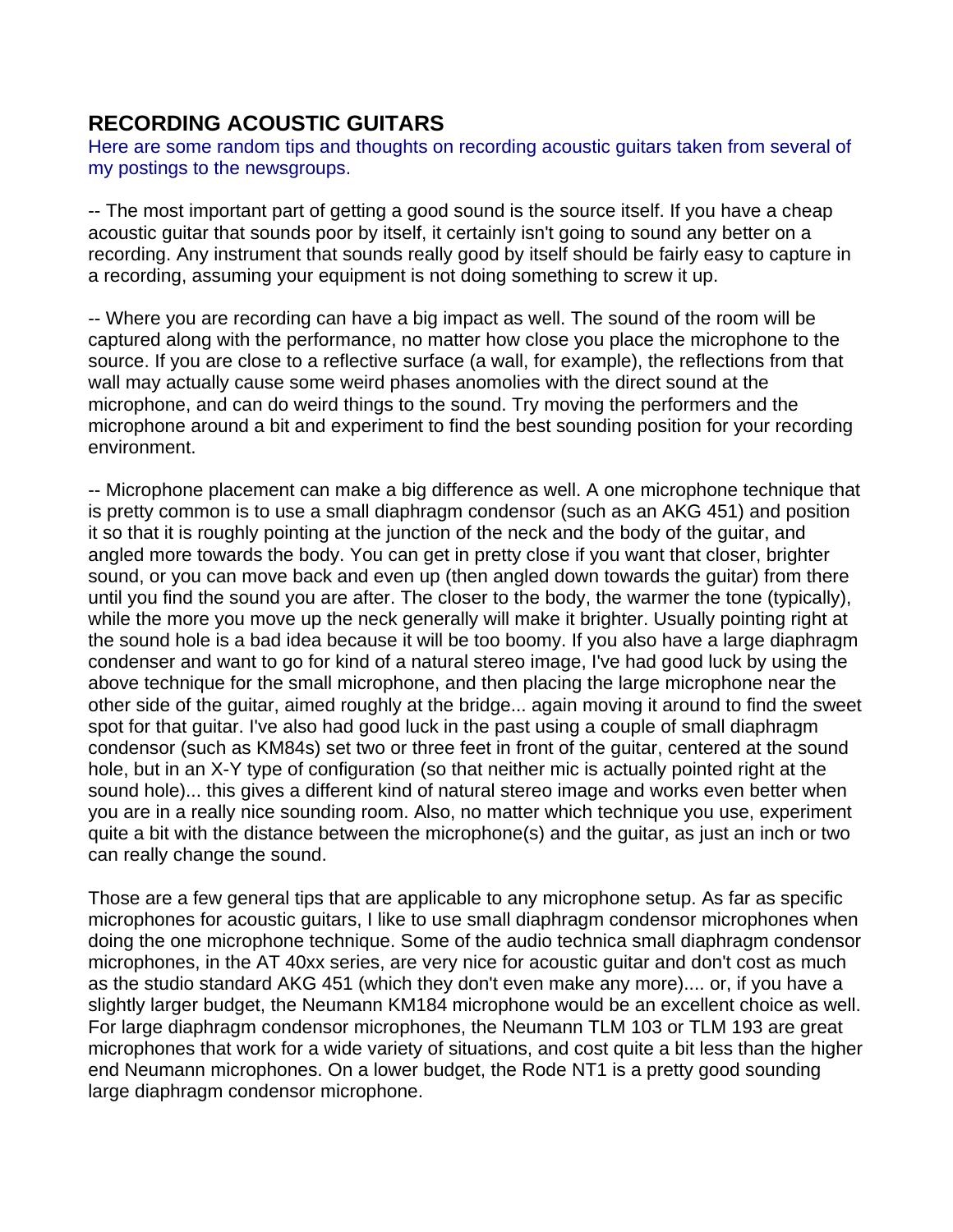# RECORDING ACOUSTIC GUITARS

Here are some random tips and thoughts on recording acoustic guitars taken from several of my postings to the newsgroups.

-- The most important part of getting a good sound is the source itself. If you have a cheap acoustic guitar that sounds poor by itself, it certainly isn't going to sound any better on a recording. Any instrument that sounds really good by itself should be fairly easy to capture in a recording, assuming your equipment is not doing something to screw it up.

-- Where you are recording can have a big impact as well. The sound of the room will be captured along with the performance, no matter how close you place the microphone to the source. If you are close to a reflective surface (a wall, for example), the reflections from that wall may actually cause some weird phases anomolies with the direct sound at the microphone, and can do weird things to the sound. Try moving the performers and the microphone around a bit and experiment to find the best sounding position for your recording environment.

-- Microphone placement can make a big difference as well. A one microphone technique that is pretty common is to use a small diaphragm condensor (such as an AKG 451) and position it so that it is roughly pointing at the junction of the neck and the body of the guitar, and angled more towards the body. You can get in pretty close if you want that closer, brighter sound, or you can move back and even up (then angled down towards the guitar) from there until you find the sound you are after. The closer to the body, the warmer the tone (typically), while the more you move up the neck generally will make it brighter. Usually pointing right at the sound hole is a bad idea because it will be too boomy. If you also have a large diaphragm condenser and want to go for kind of a natural stereo image, I've had good luck by using the above technique for the small microphone, and then placing the large microphone near the other side of the guitar, aimed roughly at the bridge... again moving it around to find the sweet spot for that guitar. I've also had good luck in the past using a couple of small diaphragm condensor (such as KM84s) set two or three feet in front of the guitar, centered at the sound hole, but in an X-Y type of configuration (so that neither mic is actually pointed right at the sound hole)... this gives a different kind of natural stereo image and works even better when you are in a really nice sounding room. Also, no matter which technique you use, experiment quite a bit with the distance between the microphone(s) and the guitar, as just an inch or two can really change the sound.

Those are a few general tips that are applicable to any microphone setup. As far as specific microphones for acoustic guitars, I like to use small diaphragm condensor microphones when doing the one microphone technique. Some of the audio technica small diaphragm condensor microphones, in the AT 40xx series, are very nice for acoustic guitar and don't cost as much as the studio standard AKG 451 (which they don't even make any more).... or, if you have a slightly larger budget, the Neumann KM184 microphone would be an excellent choice as well. For large diaphragm condensor microphones, the Neumann TLM 103 or TLM 193 are great microphones that work for a wide variety of situations, and cost quite a bit less than the higher end Neumann microphones. On a lower budget, the Rode NT1 is a pretty good sounding large diaphragm condensor microphone.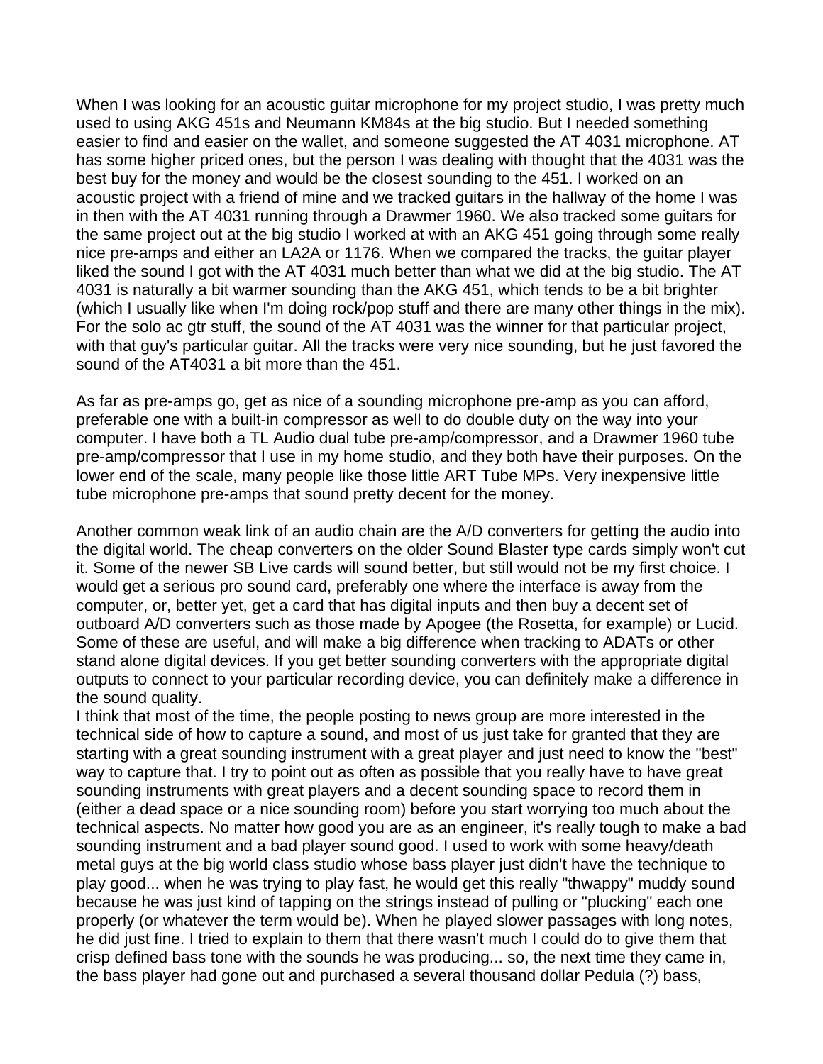When I was looking for an acoustic guitar microphone for my project studio, I was pretty much used to using AKG 451s and Neumann KM84s at the big studio. But I needed something easier to find and easier on the wallet, and someone suggested the AT 4031 microphone. AT has some higher priced ones, but the person I was dealing with thought that the 4031 was the best buy for the money and would be the closest sounding to the 451. I worked on an acoustic project with a friend of mine and we tracked guitars in the hallway of the home I was in then with the AT 4031 running through a Drawmer 1960. We also tracked some guitars for the same project out at the big studio I worked at with an AKG 451 going through some really nice pre-amps and either an LA2A or 1176. When we compared the tracks, the guitar player liked the sound I got with the AT 4031 much better than what we did at the big studio. The AT 4031 is naturally a bit warmer sounding than the AKG 451, which tends to be a bit brighter (which I usually like when I'm doing rock/pop stuff and there are many other things in the mix). For the solo ac gtr stuff, the sound of the AT 4031 was the winner for that particular project, with that guy's particular guitar. All the tracks were very nice sounding, but he just favored the sound of the AT4031 a bit more than the 451.

As far as pre-amps go, get as nice of a sounding microphone pre-amp as you can afford, preferable one with a built-in compressor as well to do double duty on the way into your computer. I have both a TL Audio dual tube pre-amp/compressor, and a Drawmer 1960 tube pre-amp/compressor that I use in my home studio, and they both have their purposes. On the lower end of the scale, many people like those little ART Tube MPs. Very inexpensive little tube microphone pre-amps that sound pretty decent for the money.

Another common weak link of an audio chain are the A/D converters for getting the audio into the digital world. The cheap converters on the older Sound Blaster type cards simply won't cut it. Some of the newer SB Live cards will sound better, but still would not be my first choice. I would get a serious pro sound card, preferably one where the interface is away from the computer, or, better yet, get a card that has digital inputs and then buy a decent set of outboard A/D converters such as those made by Apogee (the Rosetta, for example) or Lucid. Some of these are useful, and will make a big difference when tracking to ADATs or other stand alone digital devices. If you get better sounding converters with the appropriate digital outputs to connect to your particular recording device, you can definitely make a difference in the sound quality.

I think that most of the time, the people posting to news group are more interested in the technical side of how to capture a sound, and most of us just take for granted that they are starting with a great sounding instrument with a great player and just need to know the "best" way to capture that. I try to point out as often as possible that you really have to have great sounding instruments with great players and a decent sounding space to record them in (either a dead space or a nice sounding room) before you start worrying too much about the technical aspects. No matter how good you are as an engineer, it's really tough to make a bad sounding instrument and a bad player sound good. I used to work with some heavy/death metal guys at the big world class studio whose bass player just didn't have the technique to play good... when he was trying to play fast, he would get this really "thwappy" muddy sound because he was just kind of tapping on the strings instead of pulling or "plucking" each one properly (or whatever the term would be). When he played slower passages with long notes, he did just fine. I tried to explain to them that there wasn't much I could do to give them that crisp defined bass tone with the sounds he was producing... so, the next time they came in, the bass player had gone out and purchased a several thousand dollar Pedula (?) bass,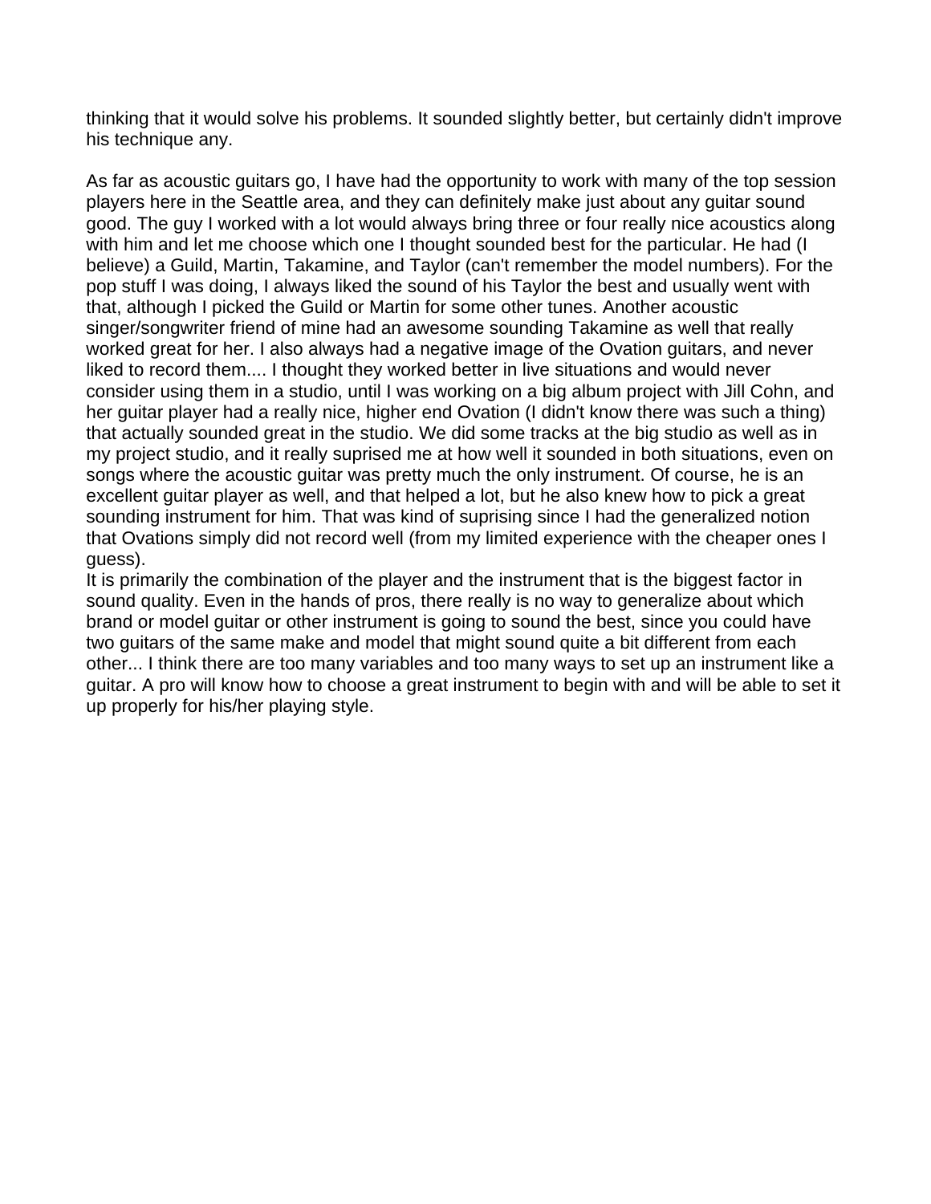thinking that it would solve his problems. It sounded slightly better, but certainly didn't improve his technique any.

As far as acoustic guitars go, I have had the opportunity to work with many of the top session players here in the Seattle area, and they can definitely make just about any guitar sound good. The guy I worked with a lot would always bring three or four really nice acoustics along with him and let me choose which one I thought sounded best for the particular. He had (I believe) a Guild, Martin, Takamine, and Taylor (can't remember the model numbers). For the pop stuff I was doing, I always liked the sound of his Taylor the best and usually went with that, although I picked the Guild or Martin for some other tunes. Another acoustic singer/songwriter friend of mine had an awesome sounding Takamine as well that really worked great for her. I also always had a negative image of the Ovation guitars, and never liked to record them.... I thought they worked better in live situations and would never consider using them in a studio, until I was working on a big album project with Jill Cohn, and her guitar player had a really nice, higher end Ovation (I didn't know there was such a thing) that actually sounded great in the studio. We did some tracks at the big studio as well as in my project studio, and it really suprised me at how well it sounded in both situations, even on songs where the acoustic guitar was pretty much the only instrument. Of course, he is an excellent guitar player as well, and that helped a lot, but he also knew how to pick a great sounding instrument for him. That was kind of suprising since I had the generalized notion that Ovations simply did not record well (from my limited experience with the cheaper ones I guess).

It is primarily the combination of the player and the instrument that is the biggest factor in sound quality. Even in the hands of pros, there really is no way to generalize about which brand or model guitar or other instrument is going to sound the best, since you could have two guitars of the same make and model that might sound quite a bit different from each other... I think there are too many variables and too many ways to set up an instrument like a guitar. A pro will know how to choose a great instrument to begin with and will be able to set it up properly for his/her playing style.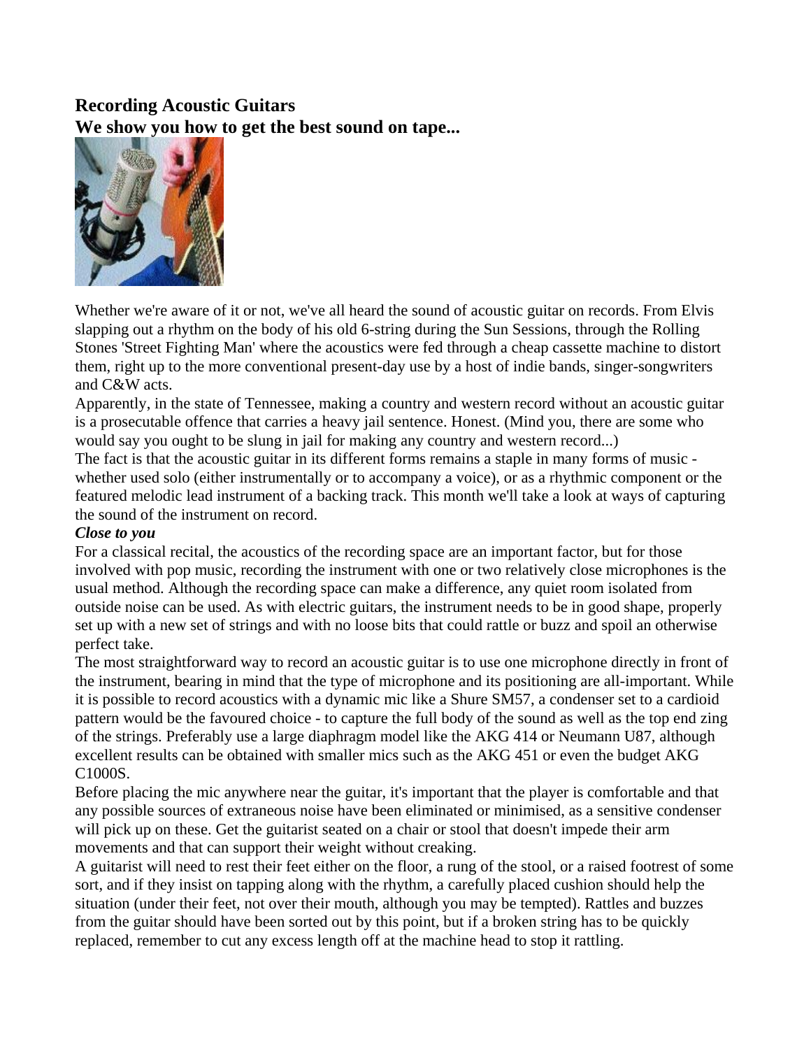## Recording Acoustic Guitars

## We show you how to get the best sound on tape...

Whether we're aware of it or not, we've all heard the sound of acoustic guitar on records. From Elvis slapping out a rhythm on the body of his old 6-string during the Sun Sessions, through the Rolling Stones 'Street Fighting Man' where the acoustics were fed through a cheap cassette machine to distort them, right up to the more conventional present-day use by a host of indie bands, singer-songwriters and C&W acts.

Apparently, in the state of Tennessee, making a country and western record without an acoustic guitar is a prosecutable offence that carries a heavy jail sentence. Honest. (Mind you, there are some who would say you ought to be slung in jail for making any country and western record...)

The fact is that the acoustic guitar in its different forms remains a staple in many forms of music - whether used solo (either instrumentally or to accompany a voice), or as a rhythmic component or the featured melodic lead instrument of a backing track. This month we'll take a look at ways of capturing the sound of the instrument on record.

***Close to you***

For a classical recital, the acoustics of the recording space are an important factor, but for those involved with pop music, recording the instrument with one or two relatively close microphones is the usual method. Although the recording space can make a difference, any quiet room isolated from outside noise can be used. As with electric guitars, the instrument needs to be in good shape, properly set up with a new set of strings and with no loose bits that could rattle or buzz and spoil an otherwise perfect take.

The most straightforward way to record an acoustic guitar is to use one microphone directly in front of the instrument, bearing in mind that the type of microphone and its positioning are all-important. While it is possible to record acoustics with a dynamic mic like a Shure SM57, a condenser set to a cardioid pattern would be the favoured choice - to capture the full body of the sound as well as the top end zing of the strings. Preferably use a large diaphragm model like the AKG 414 or Neumann U87, although excellent results can be obtained with smaller mics such as the AKG 451 or even the budget AKG C1000S.

Before placing the mic anywhere near the guitar, it's important that the player is comfortable and that any possible sources of extraneous noise have been eliminated or minimised, as a sensitive condenser will pick up on these. Get the guitarist seated on a chair or stool that doesn't impede their arm movements and that can support their weight without creaking.

A guitarist will need to rest their feet either on the floor, a rung of the stool, or a raised footrest of some sort, and if they insist on tapping along with the rhythm, a carefully placed cushion should help the situation (under their feet, not over their mouth, although you may be tempted). Rattles and buzzes from the guitar should have been sorted out by this point, but if a broken string has to be quickly replaced, remember to cut any excess length off at the machine head to stop it rattling.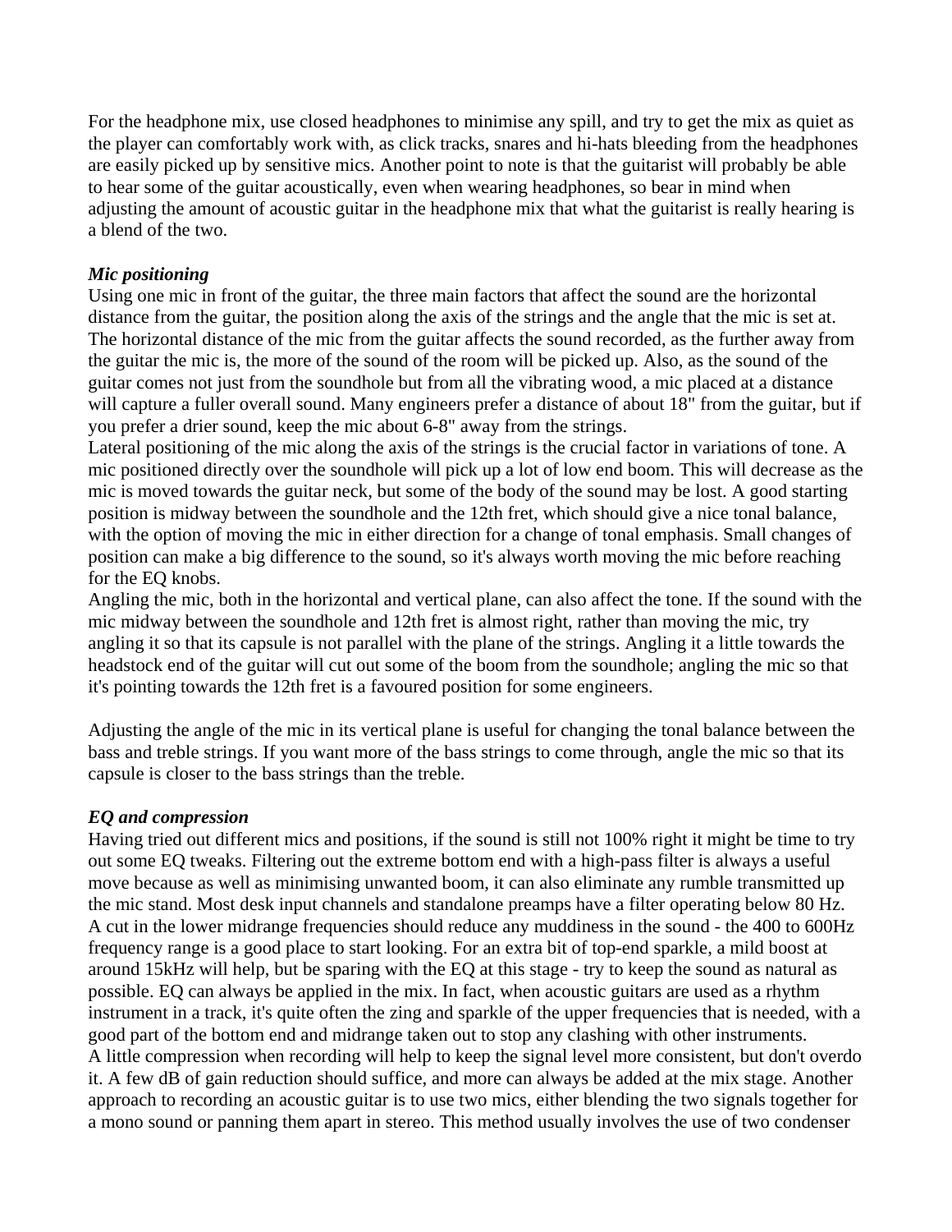For the headphone mix, use closed headphones to minimise any spill, and try to get the mix as quiet as the player can comfortably work with, as click tracks, snares and hi-hats bleeding from the headphones are easily picked up by sensitive mics. Another point to note is that the guitarist will probably be able to hear some of the guitar acoustically, even when wearing headphones, so bear in mind when adjusting the amount of acoustic guitar in the headphone mix that what the guitarist is really hearing is a blend of the two.

***Mic positioning***

Using one mic in front of the guitar, the three main factors that affect the sound are the horizontal distance from the guitar, the position along the axis of the strings and the angle that the mic is set at. The horizontal distance of the mic from the guitar affects the sound recorded, as the further away from the guitar the mic is, the more of the sound of the room will be picked up. Also, as the sound of the guitar comes not just from the soundhole but from all the vibrating wood, a mic placed at a distance will capture a fuller overall sound. Many engineers prefer a distance of about 18" from the guitar, but if you prefer a drier sound, keep the mic about 6-8" away from the strings.

Lateral positioning of the mic along the axis of the strings is the crucial factor in variations of tone. A mic positioned directly over the soundhole will pick up a lot of low end boom. This will decrease as the mic is moved towards the guitar neck, but some of the body of the sound may be lost. A good starting position is midway between the soundhole and the 12th fret, which should give a nice tonal balance, with the option of moving the mic in either direction for a change of tonal emphasis. Small changes of position can make a big difference to the sound, so it's always worth moving the mic before reaching for the EQ knobs.

Angling the mic, both in the horizontal and vertical plane, can also affect the tone. If the sound with the mic midway between the soundhole and 12th fret is almost right, rather than moving the mic, try angling it so that its capsule is not parallel with the plane of the strings. Angling it a little towards the headstock end of the guitar will cut out some of the boom from the soundhole; angling the mic so that it's pointing towards the 12th fret is a favoured position for some engineers.

Adjusting the angle of the mic in its vertical plane is useful for changing the tonal balance between the bass and treble strings. If you want more of the bass strings to come through, angle the mic so that its capsule is closer to the bass strings than the treble.

***EQ and compression***

Having tried out different mics and positions, if the sound is still not 100% right it might be time to try out some EQ tweaks. Filtering out the extreme bottom end with a high-pass filter is always a useful move because as well as minimising unwanted boom, it can also eliminate any rumble transmitted up the mic stand. Most desk input channels and standalone preamps have a filter operating below 80 Hz. A cut in the lower midrange frequencies should reduce any muddiness in the sound - the 400 to 600Hz frequency range is a good place to start looking. For an extra bit of top-end sparkle, a mild boost at around 15kHz will help, but be sparing with the EQ at this stage - try to keep the sound as natural as possible. EQ can always be applied in the mix. In fact, when acoustic guitars are used as a rhythm instrument in a track, it's quite often the zing and sparkle of the upper frequencies that is needed, with a good part of the bottom end and midrange taken out to stop any clashing with other instruments.

A little compression when recording will help to keep the signal level more consistent, but don't overdo it. A few dB of gain reduction should suffice, and more can always be added at the mix stage. Another approach to recording an acoustic guitar is to use two mics, either blending the two signals together for a mono sound or panning them apart in stereo. This method usually involves the use of two condenser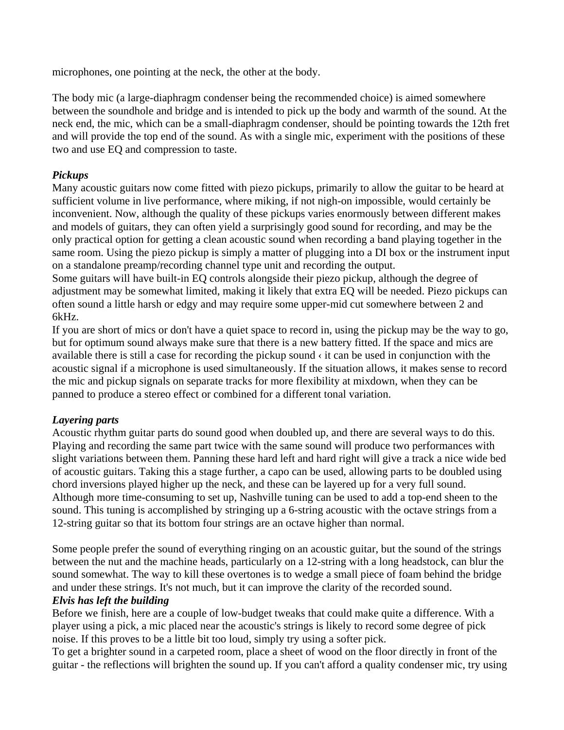microphones, one pointing at the neck, the other at the body.

The body mic (a large-diaphragm condenser being the recommended choice) is aimed somewhere between the soundhole and bridge and is intended to pick up the body and warmth of the sound. At the neck end, the mic, which can be a small-diaphragm condenser, should be pointing towards the 12th fret and will provide the top end of the sound. As with a single mic, experiment with the positions of these two and use EQ and compression to taste.

***Pickups***

Many acoustic guitars now come fitted with piezo pickups, primarily to allow the guitar to be heard at sufficient volume in live performance, where miking, if not nigh-on impossible, would certainly be inconvenient. Now, although the quality of these pickups varies enormously between different makes and models of guitars, they can often yield a surprisingly good sound for recording, and may be the only practical option for getting a clean acoustic sound when recording a band playing together in the same room. Using the piezo pickup is simply a matter of plugging into a DI box or the instrument input on a standalone preamp/recording channel type unit and recording the output.

Some guitars will have built-in EQ controls alongside their piezo pickup, although the degree of adjustment may be somewhat limited, making it likely that extra EQ will be needed. Piezo pickups can often sound a little harsh or edgy and may require some upper-mid cut somewhere between 2 and 6kHz.

If you are short of mics or don't have a quiet space to record in, using the pickup may be the way to go, but for optimum sound always make sure that there is a new battery fitted. If the space and mics are available there is still a case for recording the pickup sound ‹ it can be used in conjunction with the acoustic signal if a microphone is used simultaneously. If the situation allows, it makes sense to record the mic and pickup signals on separate tracks for more flexibility at mixdown, when they can be panned to produce a stereo effect or combined for a different tonal variation.

***Layering parts***

Acoustic rhythm guitar parts do sound good when doubled up, and there are several ways to do this. Playing and recording the same part twice with the same sound will produce two performances with slight variations between them. Panning these hard left and hard right will give a track a nice wide bed of acoustic guitars. Taking this a stage further, a capo can be used, allowing parts to be doubled using chord inversions played higher up the neck, and these can be layered up for a very full sound. Although more time-consuming to set up, Nashville tuning can be used to add a top-end sheen to the sound. This tuning is accomplished by stringing up a 6-string acoustic with the octave strings from a 12-string guitar so that its bottom four strings are an octave higher than normal.

Some people prefer the sound of everything ringing on an acoustic guitar, but the sound of the strings between the nut and the machine heads, particularly on a 12-string with a long headstock, can blur the sound somewhat. The way to kill these overtones is to wedge a small piece of foam behind the bridge and under these strings. It's not much, but it can improve the clarity of the recorded sound.

***Elvis has left the building***

Before we finish, here are a couple of low-budget tweaks that could make quite a difference. With a player using a pick, a mic placed near the acoustic's strings is likely to record some degree of pick noise. If this proves to be a little bit too loud, simply try using a softer pick.

To get a brighter sound in a carpeted room, place a sheet of wood on the floor directly in front of the guitar - the reflections will brighten the sound up. If you can't afford a quality condenser mic, try using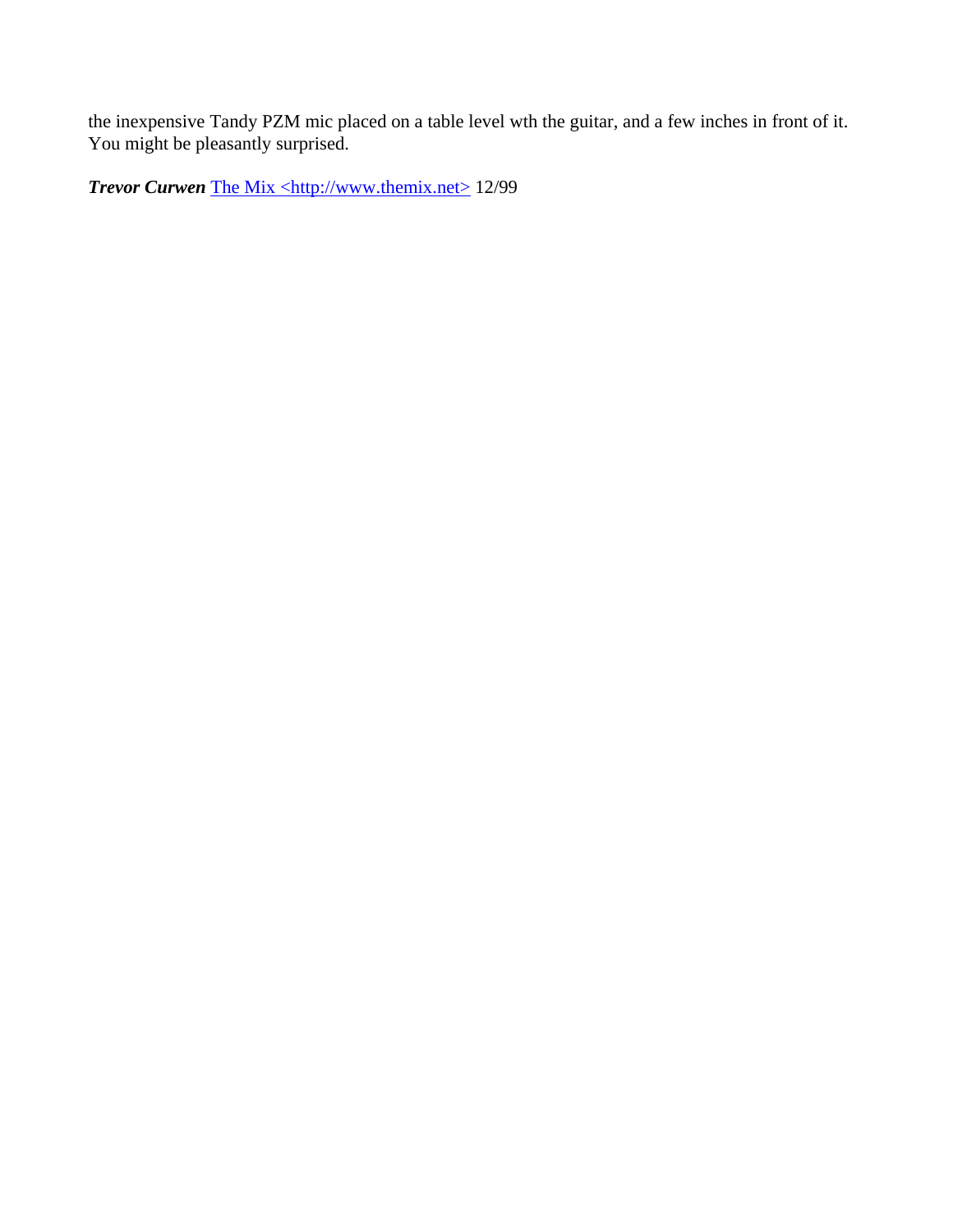the inexpensive Tandy PZM mic placed on a table level wth the guitar, and a few inches in front of it. You might be pleasantly surprised.

***Trevor Curwen*** [The Mix <http://www.themix.net>](http://www.themix.net) 12/99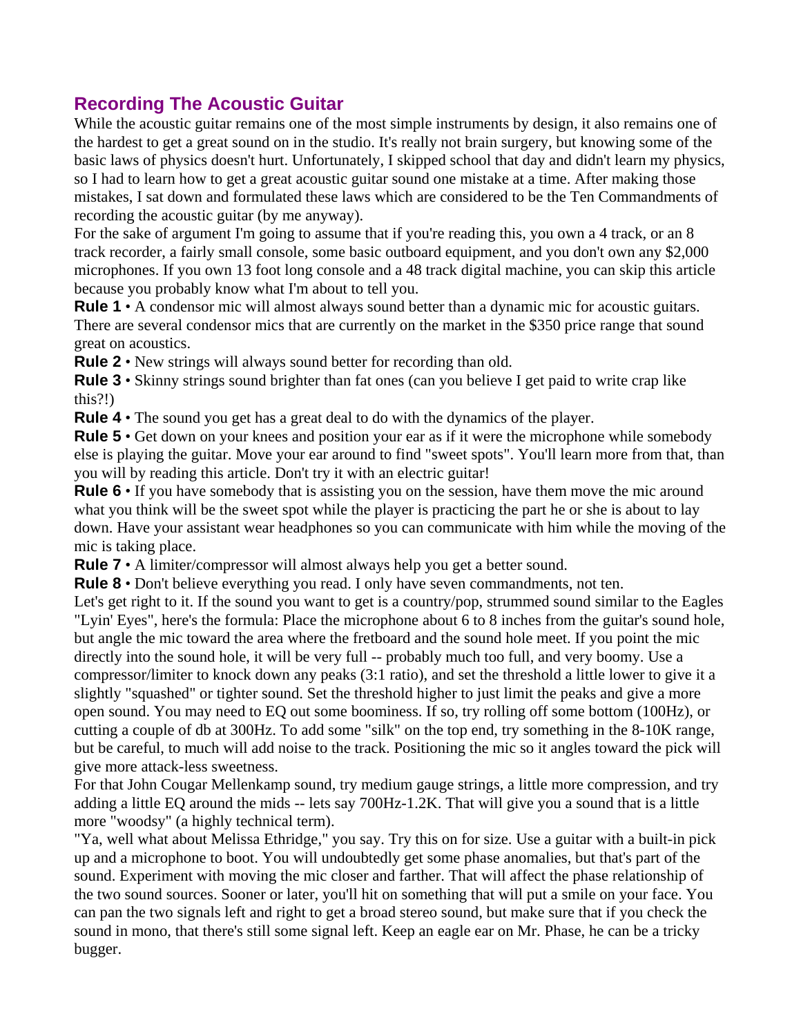## Recording The Acoustic Guitar

While the acoustic guitar remains one of the most simple instruments by design, it also remains one of the hardest to get a great sound on in the studio. It's really not brain surgery, but knowing some of the basic laws of physics doesn't hurt. Unfortunately, I skipped school that day and didn't learn my physics, so I had to learn how to get a great acoustic guitar sound one mistake at a time. After making those mistakes, I sat down and formulated these laws which are considered to be the Ten Commandments of recording the acoustic guitar (by me anyway).

For the sake of argument I'm going to assume that if you're reading this, you own a 4 track, or an 8 track recorder, a fairly small console, some basic outboard equipment, and you don't own any $2,000 microphones. If you own 13 foot long console and a 48 track digital machine, you can skip this article because you probably know what I'm about to tell you.

**Rule 1** • A condensor mic will almost always sound better than a dynamic mic for acoustic guitars. There are several condensor mics that are currently on the market in the $350 price range that sound great on acoustics.

**Rule 2** • New strings will always sound better for recording than old.

**Rule 3** • Skinny strings sound brighter than fat ones (can you believe I get paid to write crap like this?!)

**Rule 4** • The sound you get has a great deal to do with the dynamics of the player.

**Rule 5** • Get down on your knees and position your ear as if it were the microphone while somebody else is playing the guitar. Move your ear around to find "sweet spots". You'll learn more from that, than you will by reading this article. Don't try it with an electric guitar!

**Rule 6** • If you have somebody that is assisting you on the session, have them move the mic around what you think will be the sweet spot while the player is practicing the part he or she is about to lay down. Have your assistant wear headphones so you can communicate with him while the moving of the mic is taking place.

**Rule 7** • A limiter/compressor will almost always help you get a better sound.

**Rule 8** • Don't believe everything you read. I only have seven commandments, not ten.

Let's get right to it. If the sound you want to get is a country/pop, strummed sound similar to the Eagles "Lyin' Eyes", here's the formula: Place the microphone about 6 to 8 inches from the guitar's sound hole, but angle the mic toward the area where the fretboard and the sound hole meet. If you point the mic directly into the sound hole, it will be very full -- probably much too full, and very boomy. Use a compressor/limiter to knock down any peaks (3:1 ratio), and set the threshold a little lower to give it a slightly "squashed" or tighter sound. Set the threshold higher to just limit the peaks and give a more open sound. You may need to EQ out some boominess. If so, try rolling off some bottom (100Hz), or cutting a couple of db at 300Hz. To add some "silk" on the top end, try something in the 8-10K range, but be careful, to much will add noise to the track. Positioning the mic so it angles toward the pick will give more attack-less sweetness.

For that John Cougar Mellenkamp sound, try medium gauge strings, a little more compression, and try adding a little EQ around the mids -- lets say 700Hz-1.2K. That will give you a sound that is a little more "woodsy" (a highly technical term).

"Ya, well what about Melissa Ethridge," you say. Try this on for size. Use a guitar with a built-in pick up and a microphone to boot. You will undoubtedly get some phase anomalies, but that's part of the sound. Experiment with moving the mic closer and farther. That will affect the phase relationship of the two sound sources. Sooner or later, you'll hit on something that will put a smile on your face. You can pan the two signals left and right to get a broad stereo sound, but make sure that if you check the sound in mono, that there's still some signal left. Keep an eagle ear on Mr. Phase, he can be a tricky bugger.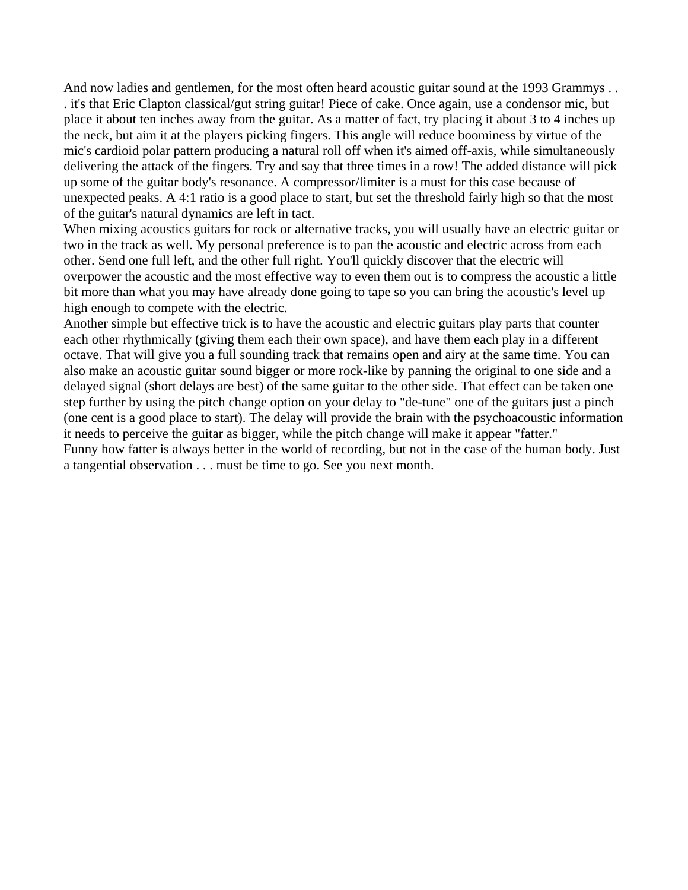And now ladies and gentlemen, for the most often heard acoustic guitar sound at the 1993 Grammys . . . it's that Eric Clapton classical/gut string guitar! Piece of cake. Once again, use a condensor mic, but place it about ten inches away from the guitar. As a matter of fact, try placing it about 3 to 4 inches up the neck, but aim it at the players picking fingers. This angle will reduce boominess by virtue of the mic's cardioid polar pattern producing a natural roll off when it's aimed off-axis, while simultaneously delivering the attack of the fingers. Try and say that three times in a row! The added distance will pick up some of the guitar body's resonance. A compressor/limiter is a must for this case because of unexpected peaks. A 4:1 ratio is a good place to start, but set the threshold fairly high so that the most of the guitar's natural dynamics are left in tact.

When mixing acoustics guitars for rock or alternative tracks, you will usually have an electric guitar or two in the track as well. My personal preference is to pan the acoustic and electric across from each other. Send one full left, and the other full right. You'll quickly discover that the electric will overpower the acoustic and the most effective way to even them out is to compress the acoustic a little bit more than what you may have already done going to tape so you can bring the acoustic's level up high enough to compete with the electric.

Another simple but effective trick is to have the acoustic and electric guitars play parts that counter each other rhythmically (giving them each their own space), and have them each play in a different octave. That will give you a full sounding track that remains open and airy at the same time. You can also make an acoustic guitar sound bigger or more rock-like by panning the original to one side and a delayed signal (short delays are best) of the same guitar to the other side. That effect can be taken one step further by using the pitch change option on your delay to "de-tune" one of the guitars just a pinch (one cent is a good place to start). The delay will provide the brain with the psychoacoustic information it needs to perceive the guitar as bigger, while the pitch change will make it appear "fatter."

Funny how fatter is always better in the world of recording, but not in the case of the human body. Just a tangential observation . . . must be time to go. See you next month.